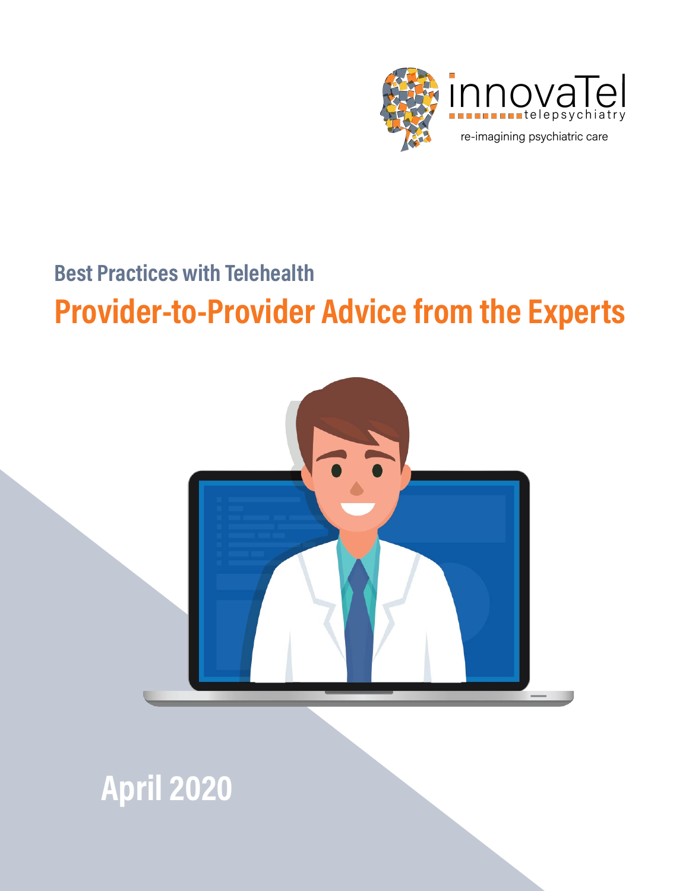innovaTel telepsychiatry

re-imagining psychiatric care

## Best Practices with Telehealth

# Provider-to-Provider Advice from the Experts

April 2020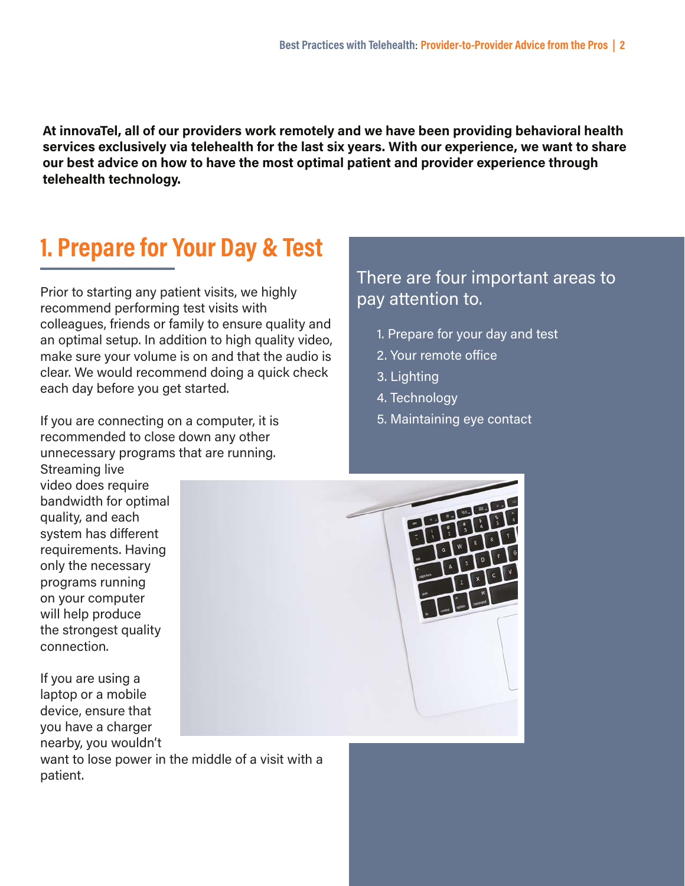**At innovaTel, all of our providers work remotely and we have been providing behavioral health services exclusively via telehealth for the last six years. With our experience, we want to share our best advice on how to have the most optimal patient and provider experience through telehealth technology.**

There are four important areas to pay attention to.

1. Prepare for your day and test
2. Your remote office
3. Lighting
4. Technology
5. Maintaining eye contact

## 1. Prepare for Your Day & Test

Prior to starting any patient visits, we highly recommend performing test visits with colleagues, friends or family to ensure quality and an optimal setup. In addition to high quality video, make sure your volume is on and that the audio is clear. We would recommend doing a quick check each day before you get started.

If you are connecting on a computer, it is recommended to close down any other unnecessary programs that are running. Streaming live video does require bandwidth for optimal quality, and each system has different requirements. Having only the necessary programs running on your computer will help produce the strongest quality connection.

If you are using a laptop or a mobile device, ensure that you have a charger nearby, you wouldn't want to lose power in the middle of a visit with a patient.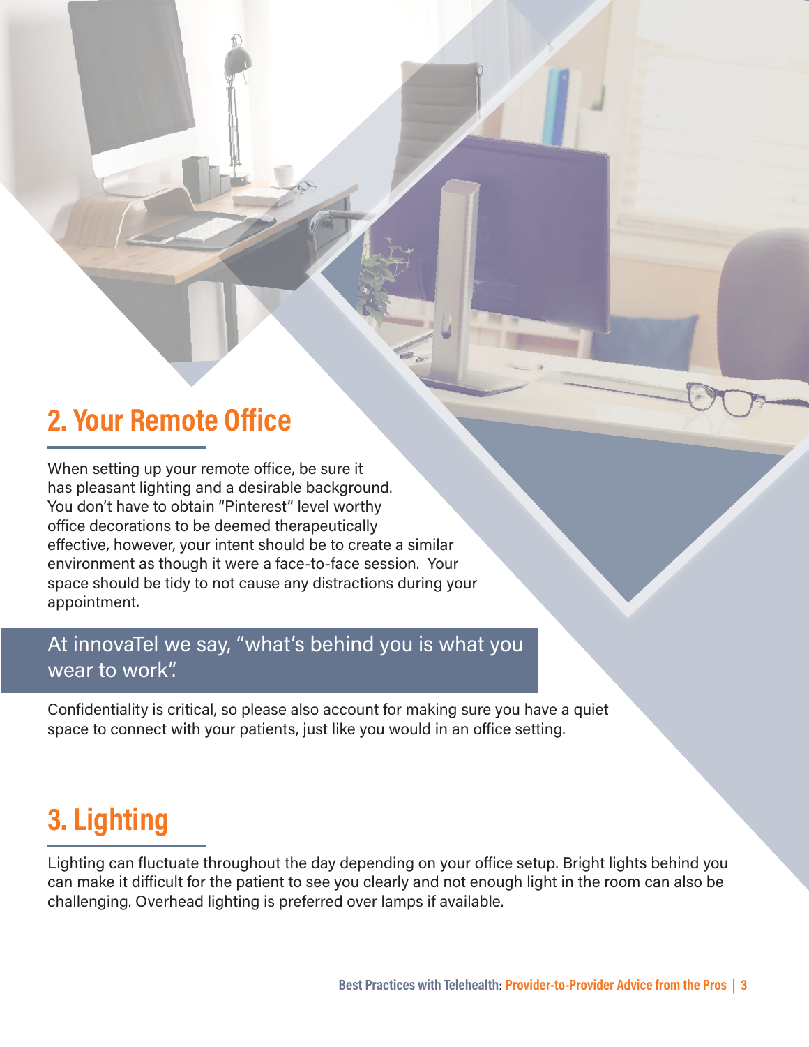## 2. Your Remote Office

When setting up your remote office, be sure it has pleasant lighting and a desirable background. You don't have to obtain "Pinterest" level worthy office decorations to be deemed therapeutically effective, however, your intent should be to create a similar environment as though it were a face-to-face session. Your space should be tidy to not cause any distractions during your appointment.

> At innovaTel we say, "what's behind you is what you wear to work".

Confidentiality is critical, so please also account for making sure you have a quiet space to connect with your patients, just like you would in an office setting.

## 3. Lighting

Lighting can fluctuate throughout the day depending on your office setup. Bright lights behind you can make it difficult for the patient to see you clearly and not enough light in the room can also be challenging. Overhead lighting is preferred over lamps if available.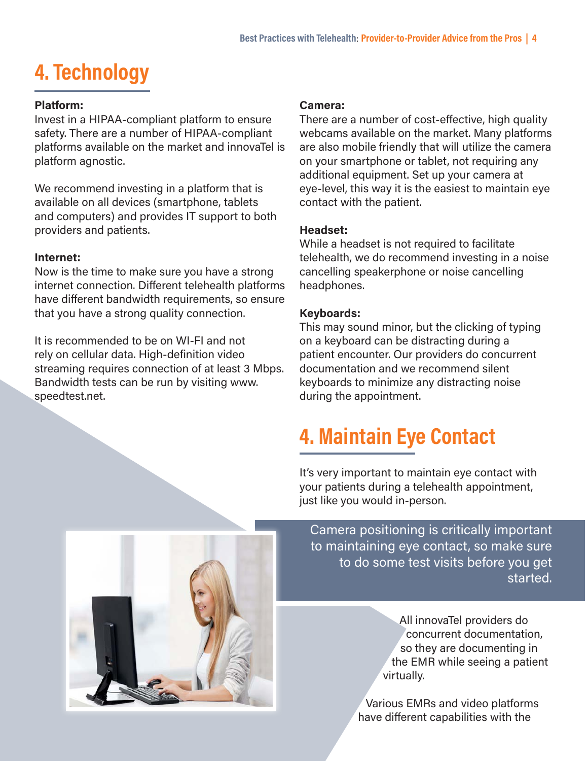# 4. Technology

**Platform:**
Invest in a HIPAA-compliant platform to ensure safety. There are a number of HIPAA-compliant platforms available on the market and innovaTel is platform agnostic.

We recommend investing in a platform that is available on all devices (smartphone, tablets and computers) and provides IT support to both providers and patients.

**Internet:**
Now is the time to make sure you have a strong internet connection. Different telehealth platforms have different bandwidth requirements, so ensure that you have a strong quality connection.

It is recommended to be on WI-FI and not rely on cellular data. High-definition video streaming requires connection of at least 3 Mbps. Bandwidth tests can be run by visiting www.speedtest.net.

**Camera:**
There are a number of cost-effective, high quality webcams available on the market. Many platforms are also mobile friendly that will utilize the camera on your smartphone or tablet, not requiring any additional equipment. Set up your camera at eye-level, this way it is the easiest to maintain eye contact with the patient.

**Headset:**
While a headset is not required to facilitate telehealth, we do recommend investing in a noise cancelling speakerphone or noise cancelling headphones.

**Keyboards:**
This may sound minor, but the clicking of typing on a keyboard can be distracting during a patient encounter. Our providers do concurrent documentation and we recommend silent keyboards to minimize any distracting noise during the appointment.

# 4. Maintain Eye Contact

It's very important to maintain eye contact with your patients during a telehealth appointment, just like you would in-person.

Camera positioning is critically important to maintaining eye contact, so make sure to do some test visits before you get started.

All innovaTel providers do concurrent documentation, so they are documenting in the EMR while seeing a patient virtually.

Various EMRs and video platforms have different capabilities with the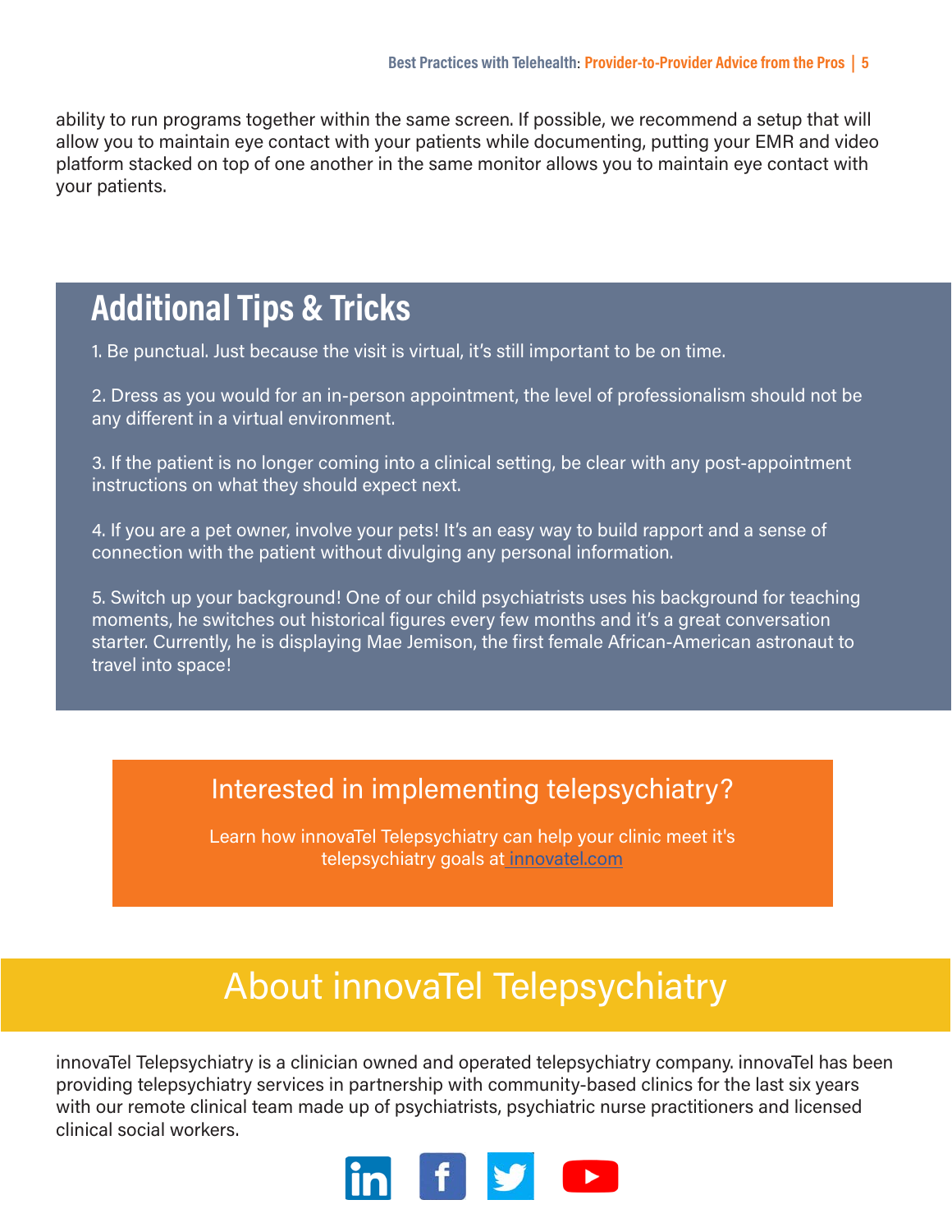ability to run programs together within the same screen. If possible, we recommend a setup that will allow you to maintain eye contact with your patients while documenting, putting your EMR and video platform stacked on top of one another in the same monitor allows you to maintain eye contact with your patients.

## Additional Tips & Tricks

1. Be punctual. Just because the visit is virtual, it's still important to be on time.

2. Dress as you would for an in-person appointment, the level of professionalism should not be any different in a virtual environment.

3. If the patient is no longer coming into a clinical setting, be clear with any post-appointment instructions on what they should expect next.

4. If you are a pet owner, involve your pets! It's an easy way to build rapport and a sense of connection with the patient without divulging any personal information.

5. Switch up your background! One of our child psychiatrists uses his background for teaching moments, he switches out historical figures every few months and it's a great conversation starter. Currently, he is displaying Mae Jemison, the first female African-American astronaut to travel into space!

### Interested in implementing telepsychiatry?

Learn how innovaTel Telepsychiatry can help your clinic meet it's telepsychiatry goals at innovatel.com

## About innovaTel Telepsychiatry

innovaTel Telepsychiatry is a clinician owned and operated telepsychiatry company. innovaTel has been providing telepsychiatry services in partnership with community-based clinics for the last six years with our remote clinical team made up of psychiatrists, psychiatric nurse practitioners and licensed clinical social workers.